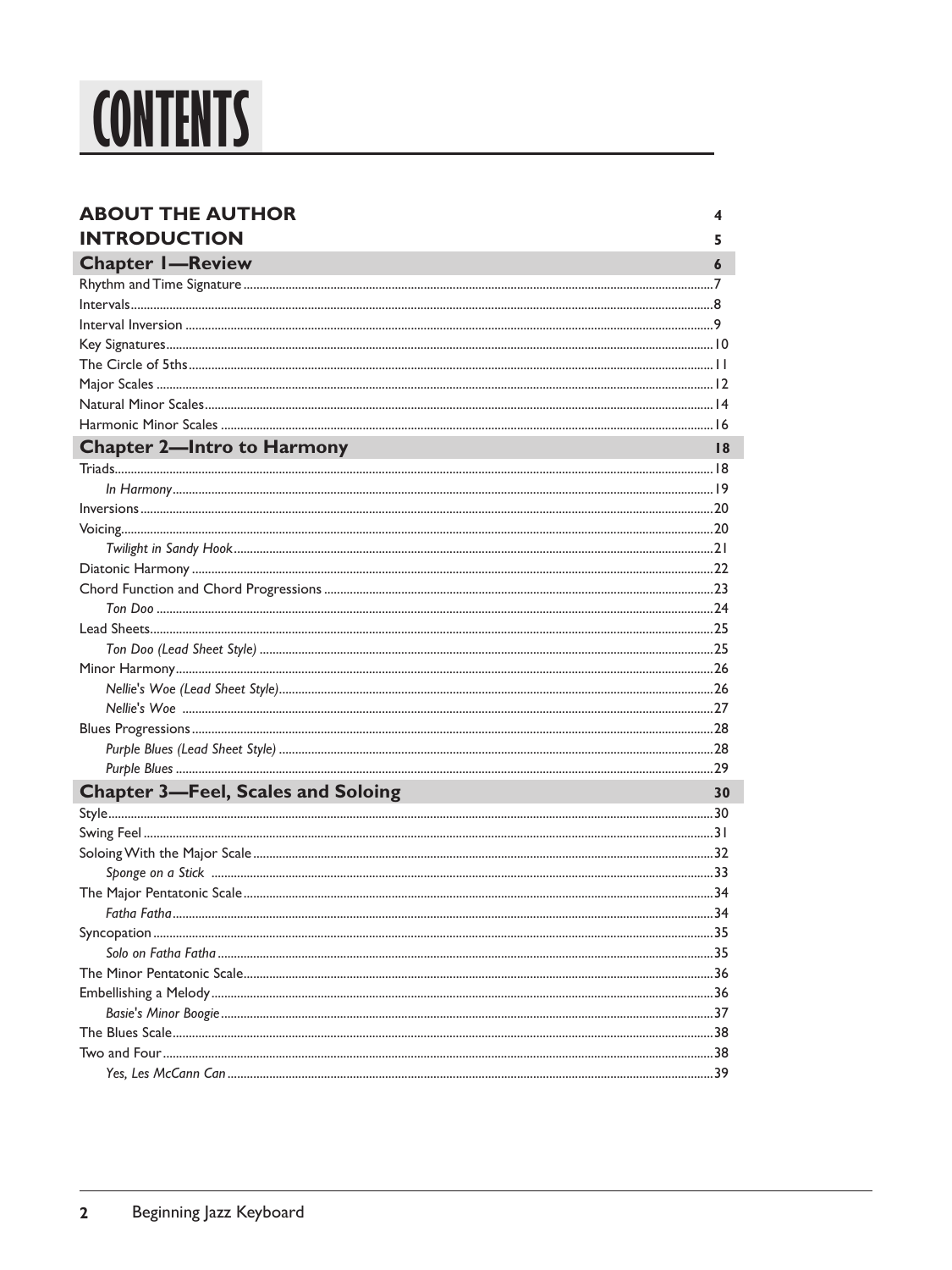# CONTENTS

**ABOUT THE AUTHOR** 4

**INTRODUCTION** 5

## Chapter 1—Review 6

Rhythm and Time Signature 7
Intervals 8
Interval Inversion 9
Key Signatures 10
The Circle of 5ths 11
Major Scales 12
Natural Minor Scales 14
Harmonic Minor Scales 16

## Chapter 2—Intro to Harmony 18

Triads 18
- *In Harmony* 19

Inversions 20
Voicing 20
- *Twilight in Sandy Hook* 21

Diatonic Harmony 22
Chord Function and Chord Progressions 23
- *Ton Doo* 24

Lead Sheets 25
- *Ton Doo (Lead Sheet Style)* 25

Minor Harmony 26
- *Nellie's Woe (Lead Sheet Style)* 26
- *Nellie's Woe* 27

Blues Progressions 28
- *Purple Blues (Lead Sheet Style)* 28
- *Purple Blues* 29

## Chapter 3—Feel, Scales and Soloing 30

Style 30
Swing Feel 31
Soloing With the Major Scale 32
- *Sponge on a Stick* 33

The Major Pentatonic Scale 34
- *Fatha Fatha* 34

Syncopation 35
- *Solo on Fatha Fatha* 35

The Minor Pentatonic Scale 36
Embellishing a Melody 36
- *Basie's Minor Boogie* 37

The Blues Scale 38
Two and Four 38
- *Yes, Les McCann Can* 39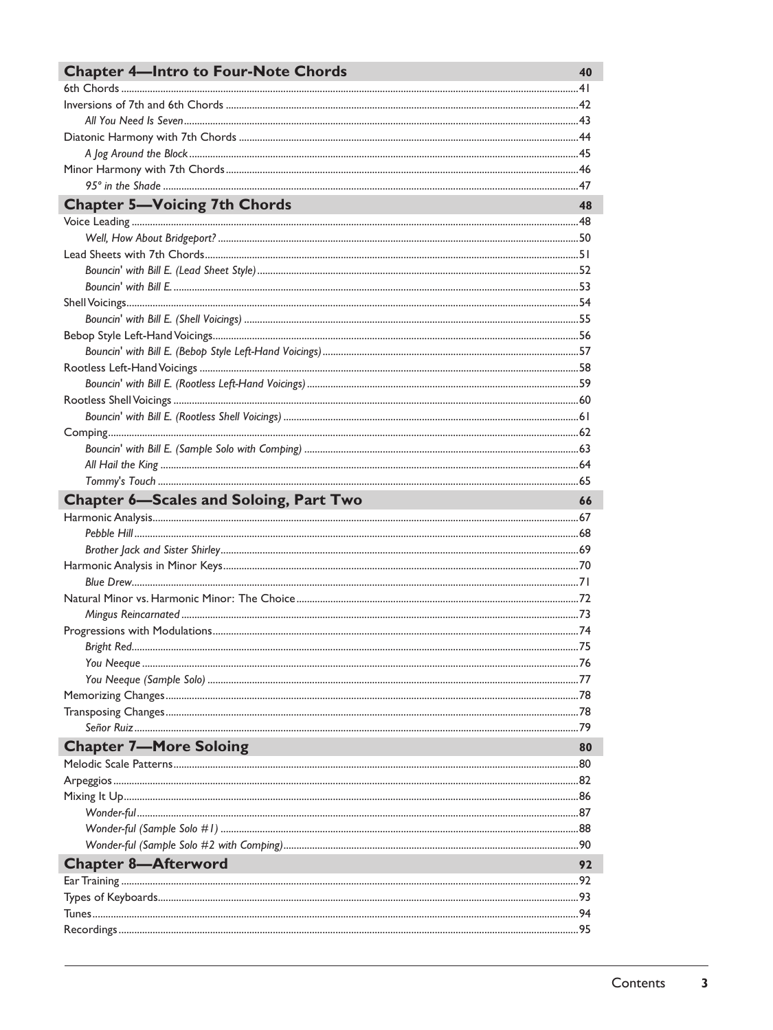## Chapter 4—Intro to Four-Note Chords 40

| | |
|---|---|
| 6th Chords | 41 |
| Inversions of 7th and 6th Chords | 42 |
| *All You Need Is Seven* | 43 |
| Diatonic Harmony with 7th Chords | 44 |
| *A Jog Around the Block* | 45 |
| Minor Harmony with 7th Chords | 46 |
| *95º in the Shade* | 47 |

## Chapter 5—Voicing 7th Chords 48

| | |
|---|---|
| Voice Leading | 48 |
| *Well, How About Bridgeport?* | 50 |
| Lead Sheets with 7th Chords | 51 |
| *Bouncin' with Bill E. (Lead Sheet Style)* | 52 |
| *Bouncin' with Bill E.* | 53 |
| Shell Voicings | 54 |
| *Bouncin' with Bill E. (Shell Voicings)* | 55 |
| Bebop Style Left-Hand Voicings | 56 |
| *Bouncin' with Bill E. (Bebop Style Left-Hand Voicings)* | 57 |
| Rootless Left-Hand Voicings | 58 |
| *Bouncin' with Bill E. (Rootless Left-Hand Voicings)* | 59 |
| Rootless Shell Voicings | 60 |
| *Bouncin' with Bill E. (Rootless Shell Voicings)* | 61 |
| Comping | 62 |
| *Bouncin' with Bill E. (Sample Solo with Comping)* | 63 |
| *All Hail the King* | 64 |
| *Tommy's Touch* | 65 |

## Chapter 6—Scales and Soloing, Part Two 66

| | |
|---|---|
| Harmonic Analysis | 67 |
| *Pebble Hill* | 68 |
| *Brother Jack and Sister Shirley* | 69 |
| Harmonic Analysis in Minor Keys | 70 |
| *Blue Drew* | 71 |
| Natural Minor vs. Harmonic Minor: The Choice | 72 |
| *Mingus Reincarnated* | 73 |
| Progressions with Modulations | 74 |
| *Bright Red* | 75 |
| *You Neeque* | 76 |
| *You Neeque (Sample Solo)* | 77 |
| Memorizing Changes | 78 |
| Transposing Changes | 78 |
| *Señor Ruiz* | 79 |

## Chapter 7—More Soloing 80

| | |
|---|---|
| Melodic Scale Patterns | 80 |
| Arpeggios | 82 |
| Mixing It Up | 86 |
| *Wonder-ful* | 87 |
| *Wonder-ful (Sample Solo #1)* | 88 |
| *Wonder-ful (Sample Solo #2 with Comping)* | 90 |

## Chapter 8—Afterword 92

| | |
|---|---|
| Ear Training | 92 |
| Types of Keyboards | 93 |
| Tunes | 94 |
| Recordings | 95 |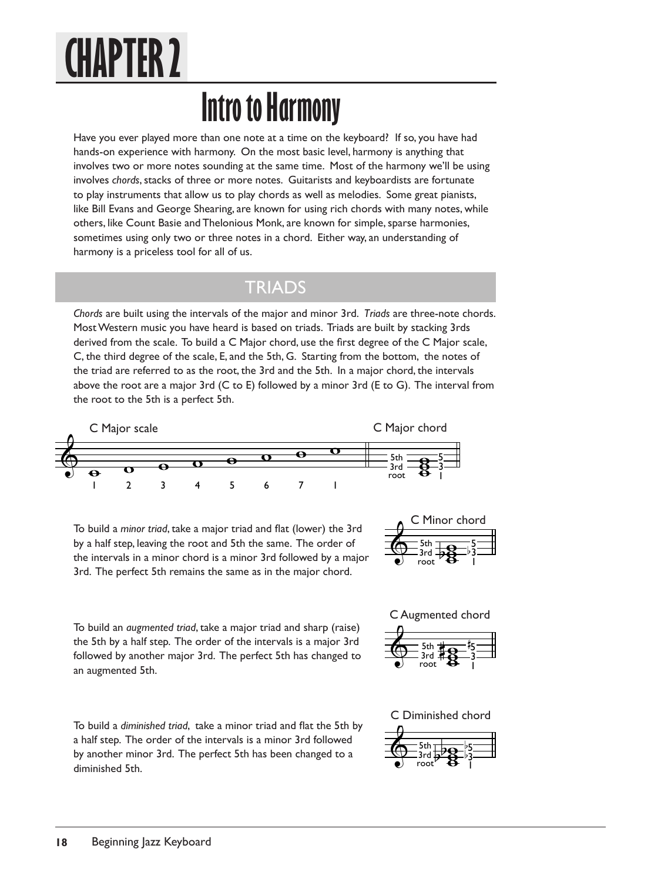# CHAPTER 2

## Intro to Harmony

Have you ever played more than one note at a time on the keyboard? If so, you have had hands-on experience with harmony. On the most basic level, harmony is anything that involves two or more notes sounding at the same time. Most of the harmony we'll be using involves *chords*, stacks of three or more notes. Guitarists and keyboardists are fortunate to play instruments that allow us to play chords as well as melodies. Some great pianists, like Bill Evans and George Shearing, are known for using rich chords with many notes, while others, like Count Basie and Thelonious Monk, are known for simple, sparse harmonies, sometimes using only two or three notes in a chord. Either way, an understanding of harmony is a priceless tool for all of us.

### TRIADS

*Chords* are built using the intervals of the major and minor 3rd. *Triads* are three-note chords. Most Western music you have heard is based on triads. Triads are built by stacking 3rds derived from the scale. To build a C Major chord, use the first degree of the C Major scale, C, the third degree of the scale, E, and the 5th, G. Starting from the bottom, the notes of the triad are referred to as the root, the 3rd and the 5th. In a major chord, the intervals above the root are a major 3rd (C to E) followed by a minor 3rd (E to G). The interval from the root to the 5th is a perfect 5th.

C Major scale

1 2 3 4 5 6 7 1

C Major chord

5th 3rd root

5 3 1

To build a *minor triad*, take a major triad and flat (lower) the 3rd by a half step, leaving the root and 5th the same. The order of the intervals in a minor chord is a minor 3rd followed by a major 3rd. The perfect 5th remains the same as in the major chord.

C Minor chord

5th 3rd root

5 ♭3 1

To build an *augmented triad*, take a major triad and sharp (raise) the 5th by a half step. The order of the intervals is a major 3rd followed by another major 3rd. The perfect 5th has changed to an augmented 5th.

C Augmented chord

5th 3rd root

♯5 3 1

To build a *diminished triad*, take a minor triad and flat the 5th by a half step. The order of the intervals is a minor 3rd followed by another minor 3rd. The perfect 5th has been changed to a diminished 5th.

C Diminished chord

5th 3rd root

♭5 ♭3 1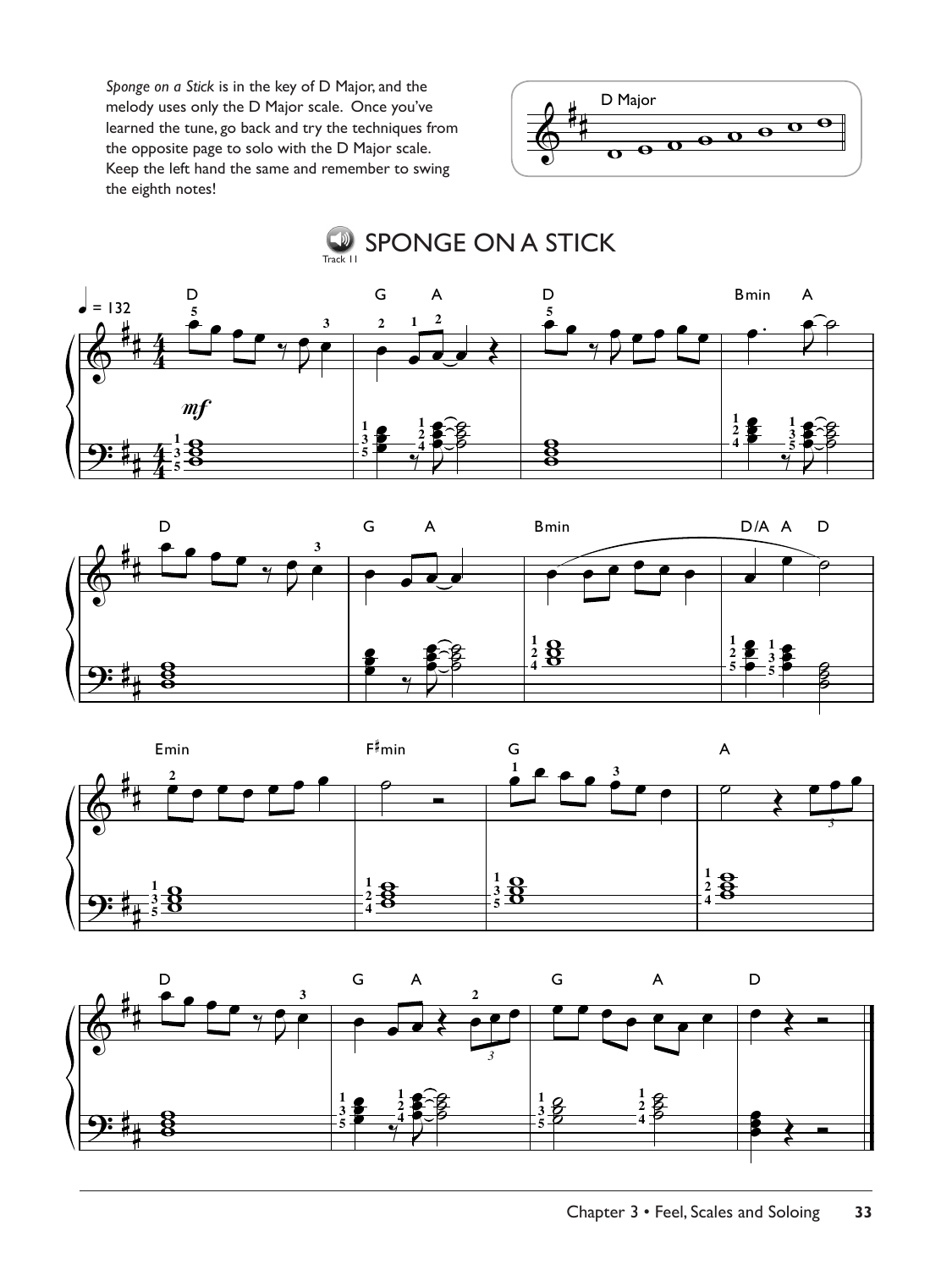*Sponge on a Stick* is in the key of D Major, and the melody uses only the D Major scale. Once you've learned the tune, go back and try the techniques from the opposite page to solo with the D Major scale. Keep the left hand the same and remember to swing the eighth notes!

D Major

## SPONGE ON A STICK

Track 11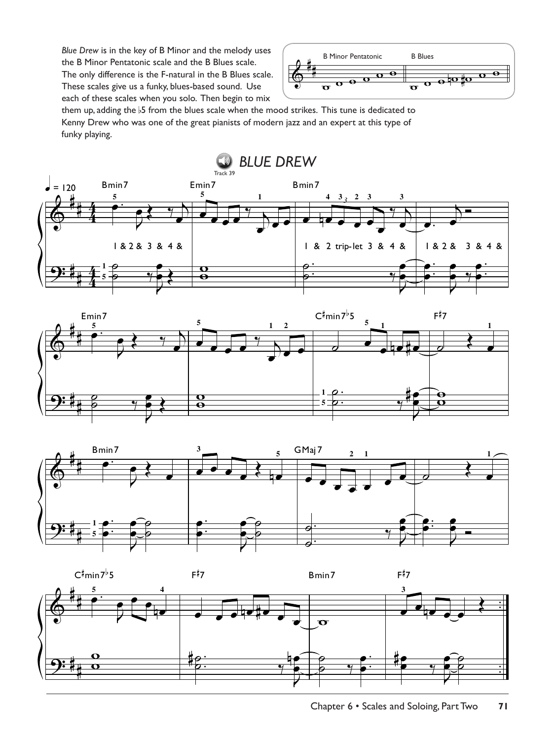*Blue Drew* is in the key of B Minor and the melody uses the B Minor Pentatonic scale and the B Blues scale. The only difference is the F-natural in the B Blues scale. These scales give us a funky, blues-based sound. Use each of these scales when you solo. Then begin to mix them up, adding the ♭5 from the blues scale when the mood strikes. This tune is dedicated to Kenny Drew who was one of the great pianists of modern jazz and an expert at this type of funky playing.

B Minor Pentatonic B Blues

## *BLUE DREW*

Track 39